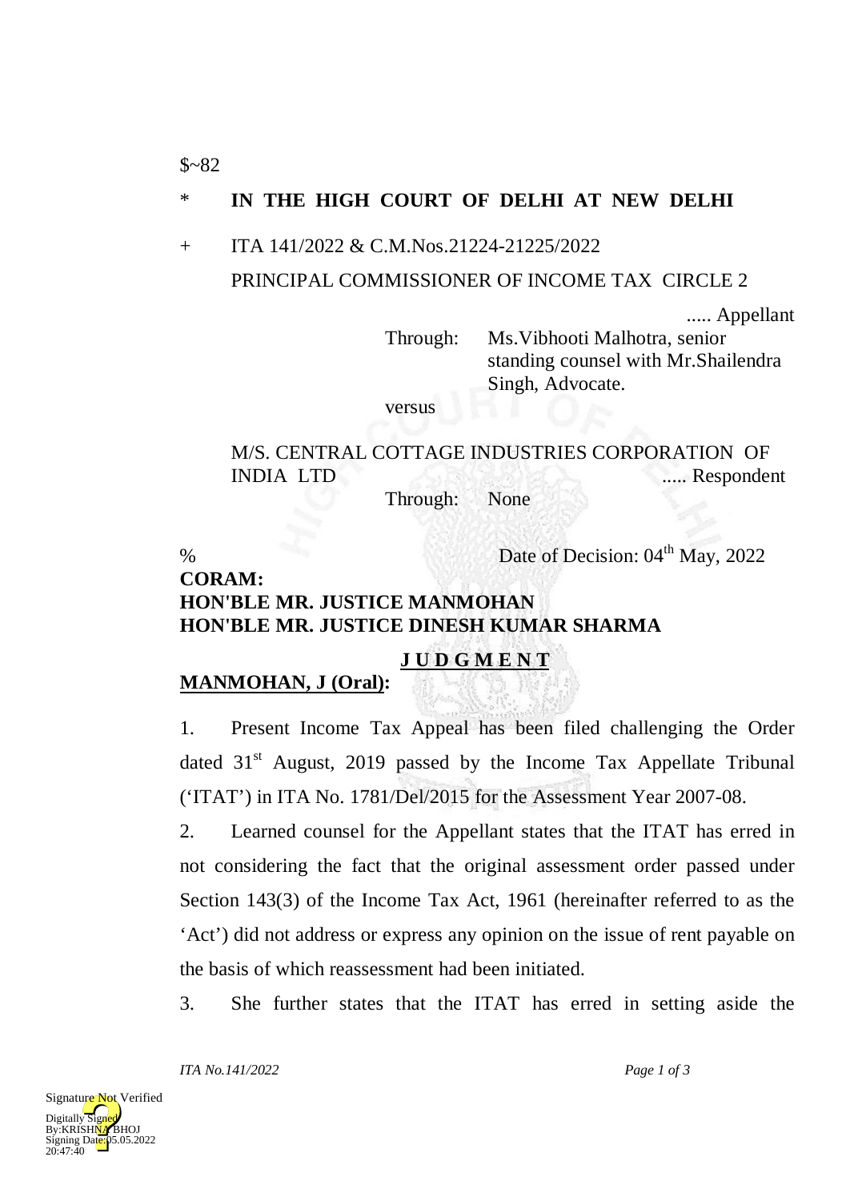$~82

\* **IN THE HIGH COURT OF DELHI AT NEW DELHI**

\+ ITA 141/2022 & C.M.Nos.21224-21225/2022

PRINCIPAL COMMISSIONER OF INCOME TAX CIRCLE 2

..... Appellant

Through: Ms.Vibhooti Malhotra, senior standing counsel with Mr.Shailendra Singh, Advocate.

versus

M/S. CENTRAL COTTAGE INDUSTRIES CORPORATION OF INDIA LTD ..... Respondent

Through: None

% Date of Decision: 04th May, 2022

**CORAM:**
**HON'BLE MR. JUSTICE MANMOHAN**
**HON'BLE MR. JUSTICE DINESH KUMAR SHARMA**

**J U D G M E N T**

**MANMOHAN, J (Oral):**

1. Present Income Tax Appeal has been filed challenging the Order dated 31st August, 2019 passed by the Income Tax Appellate Tribunal ('ITAT') in ITA No. 1781/Del/2015 for the Assessment Year 2007-08.

2. Learned counsel for the Appellant states that the ITAT has erred in not considering the fact that the original assessment order passed under Section 143(3) of the Income Tax Act, 1961 (hereinafter referred to as the 'Act') did not address or express any opinion on the issue of rent payable on the basis of which reassessment had been initiated.

3. She further states that the ITAT has erred in setting aside the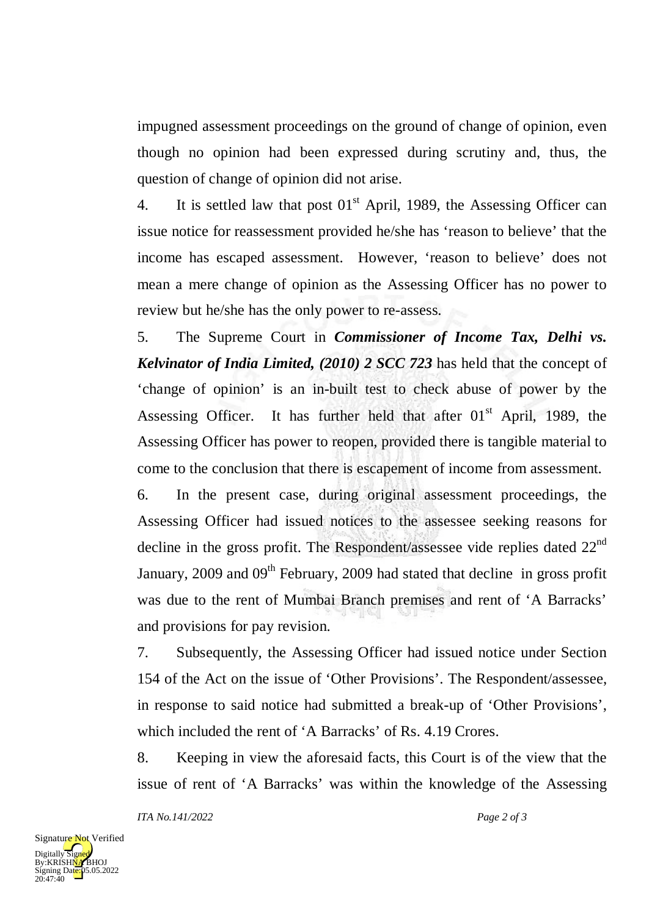impugned assessment proceedings on the ground of change of opinion, even though no opinion had been expressed during scrutiny and, thus, the question of change of opinion did not arise.

4. It is settled law that post 01st April, 1989, the Assessing Officer can issue notice for reassessment provided he/she has 'reason to believe' that the income has escaped assessment. However, 'reason to believe' does not mean a mere change of opinion as the Assessing Officer has no power to review but he/she has the only power to re-assess.

5. The Supreme Court in ***Commissioner of Income Tax, Delhi vs. Kelvinator of India Limited, (2010) 2 SCC 723*** has held that the concept of 'change of opinion' is an in-built test to check abuse of power by the Assessing Officer. It has further held that after 01st April, 1989, the Assessing Officer has power to reopen, provided there is tangible material to come to the conclusion that there is escapement of income from assessment.

6. In the present case, during original assessment proceedings, the Assessing Officer had issued notices to the assessee seeking reasons for decline in the gross profit. The Respondent/assessee vide replies dated 22nd January, 2009 and 09th February, 2009 had stated that decline in gross profit was due to the rent of Mumbai Branch premises and rent of 'A Barracks' and provisions for pay revision.

7. Subsequently, the Assessing Officer had issued notice under Section 154 of the Act on the issue of 'Other Provisions'. The Respondent/assessee, in response to said notice had submitted a break-up of 'Other Provisions', which included the rent of 'A Barracks' of Rs. 4.19 Crores.

8. Keeping in view the aforesaid facts, this Court is of the view that the issue of rent of 'A Barracks' was within the knowledge of the Assessing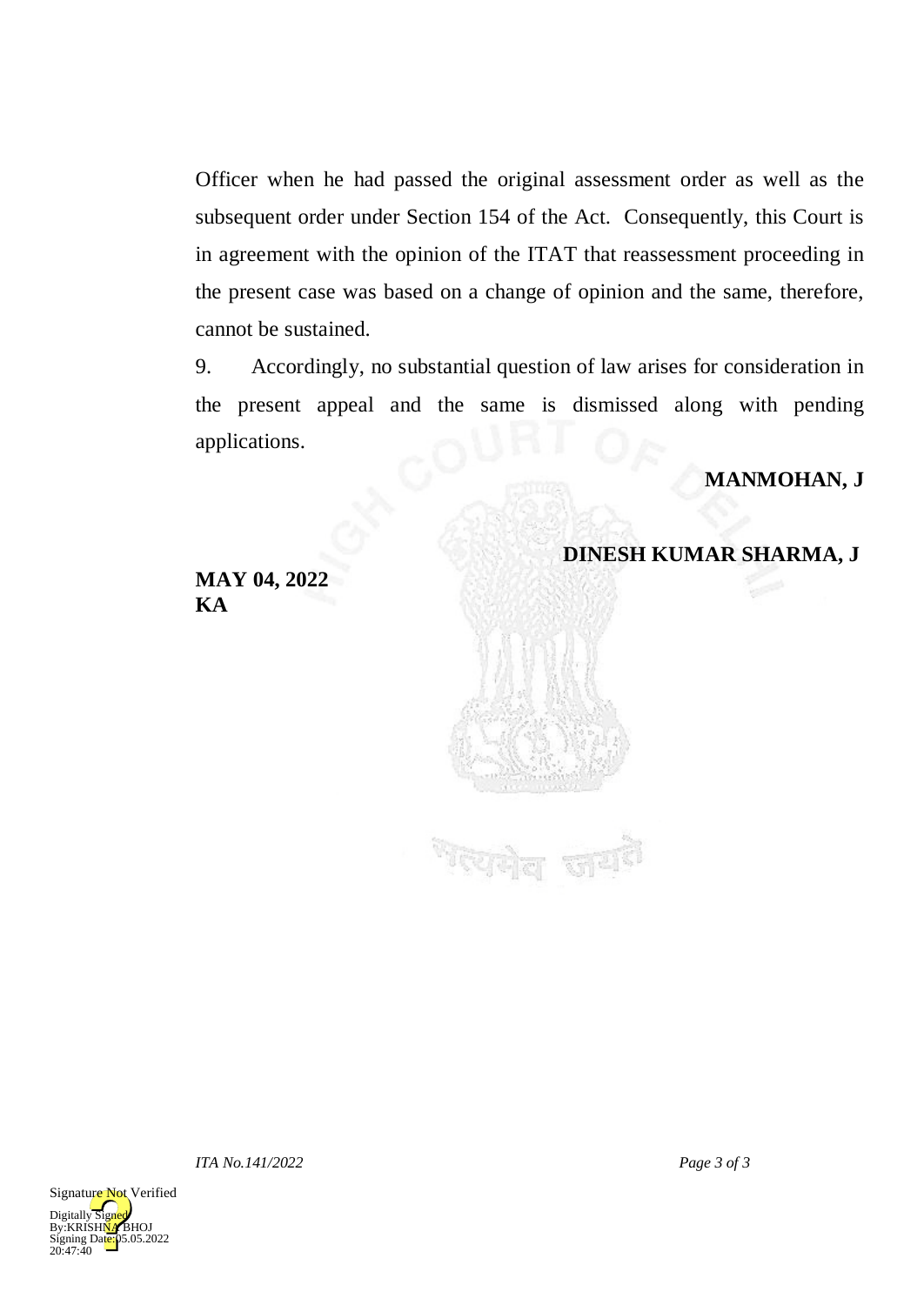Officer when he had passed the original assessment order as well as the subsequent order under Section 154 of the Act. Consequently, this Court is in agreement with the opinion of the ITAT that reassessment proceeding in the present case was based on a change of opinion and the same, therefore, cannot be sustained.

9. Accordingly, no substantial question of law arises for consideration in the present appeal and the same is dismissed along with pending applications.

**MANMOHAN, J**

**DINESH KUMAR SHARMA, J**

**MAY 04, 2022**
**KA**

Signature Not Verified
Digitally Signed
By:KRISHNA BHOJ
Signing Date:05.05.2022
20:47:40